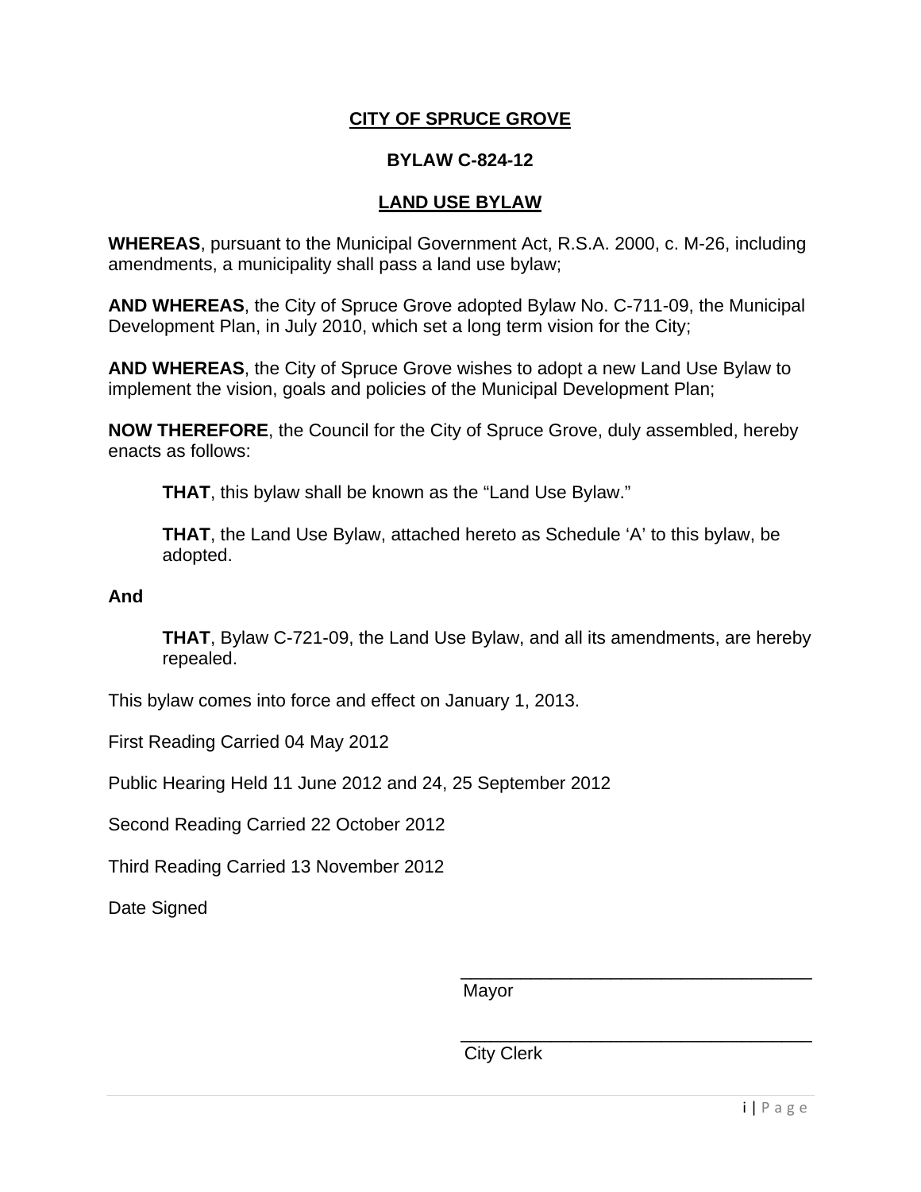# CITY OF SPRUCE GROVE

## BYLAW C-824-12

## LAND USE BYLAW

**WHEREAS**, pursuant to the Municipal Government Act, R.S.A. 2000, c. M-26, including amendments, a municipality shall pass a land use bylaw;

**AND WHEREAS**, the City of Spruce Grove adopted Bylaw No. C-711-09, the Municipal Development Plan, in July 2010, which set a long term vision for the City;

**AND WHEREAS**, the City of Spruce Grove wishes to adopt a new Land Use Bylaw to implement the vision, goals and policies of the Municipal Development Plan;

**NOW THEREFORE**, the Council for the City of Spruce Grove, duly assembled, hereby enacts as follows:

> **THAT**, this bylaw shall be known as the "Land Use Bylaw."
>
> **THAT**, the Land Use Bylaw, attached hereto as Schedule 'A' to this bylaw, be adopted.

**And**

> **THAT**, Bylaw C-721-09, the Land Use Bylaw, and all its amendments, are hereby repealed.

This bylaw comes into force and effect on January 1, 2013.

First Reading Carried 04 May 2012

Public Hearing Held 11 June 2012 and 24, 25 September 2012

Second Reading Carried 22 October 2012

Third Reading Carried 13 November 2012

Date Signed

\_\_\_\_\_\_\_\_\_\_\_\_\_\_\_\_\_\_\_\_\_\_\_\_\_\_\_\_\_\_\_\_\_\_\_
Mayor

\_\_\_\_\_\_\_\_\_\_\_\_\_\_\_\_\_\_\_\_\_\_\_\_\_\_\_\_\_\_\_\_\_\_\_
City Clerk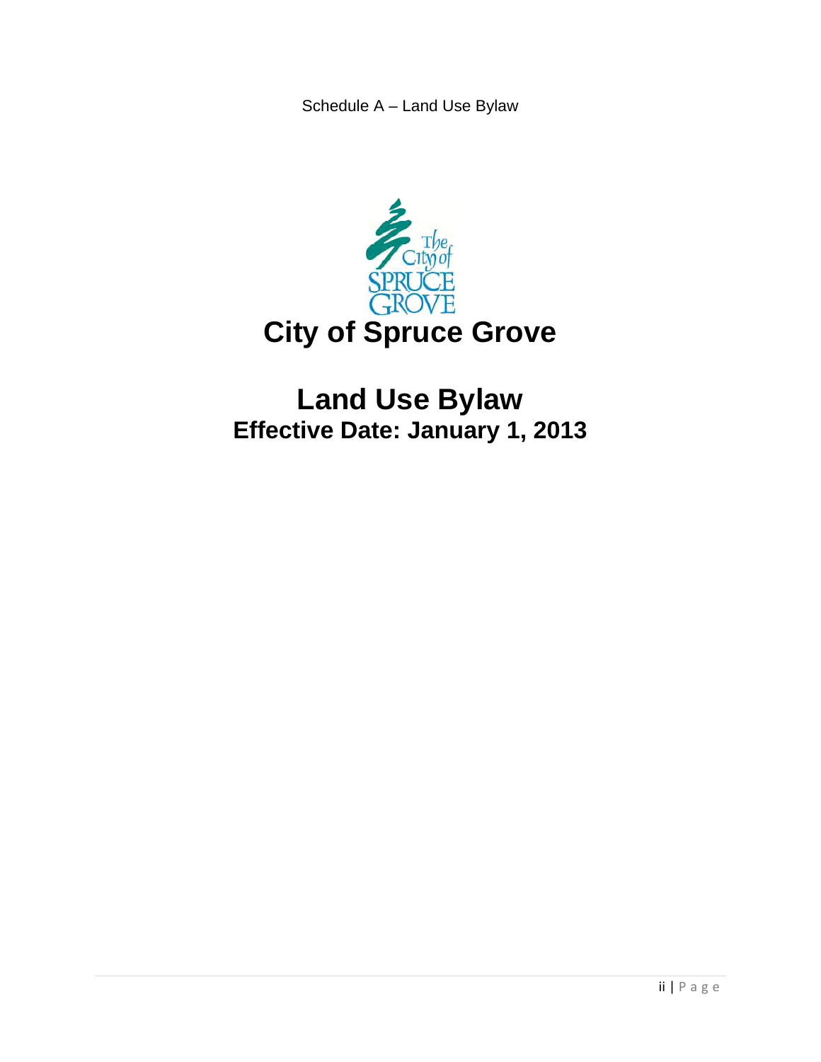Schedule A – Land Use Bylaw

# City of Spruce Grove

# Land Use Bylaw

## Effective Date: January 1, 2013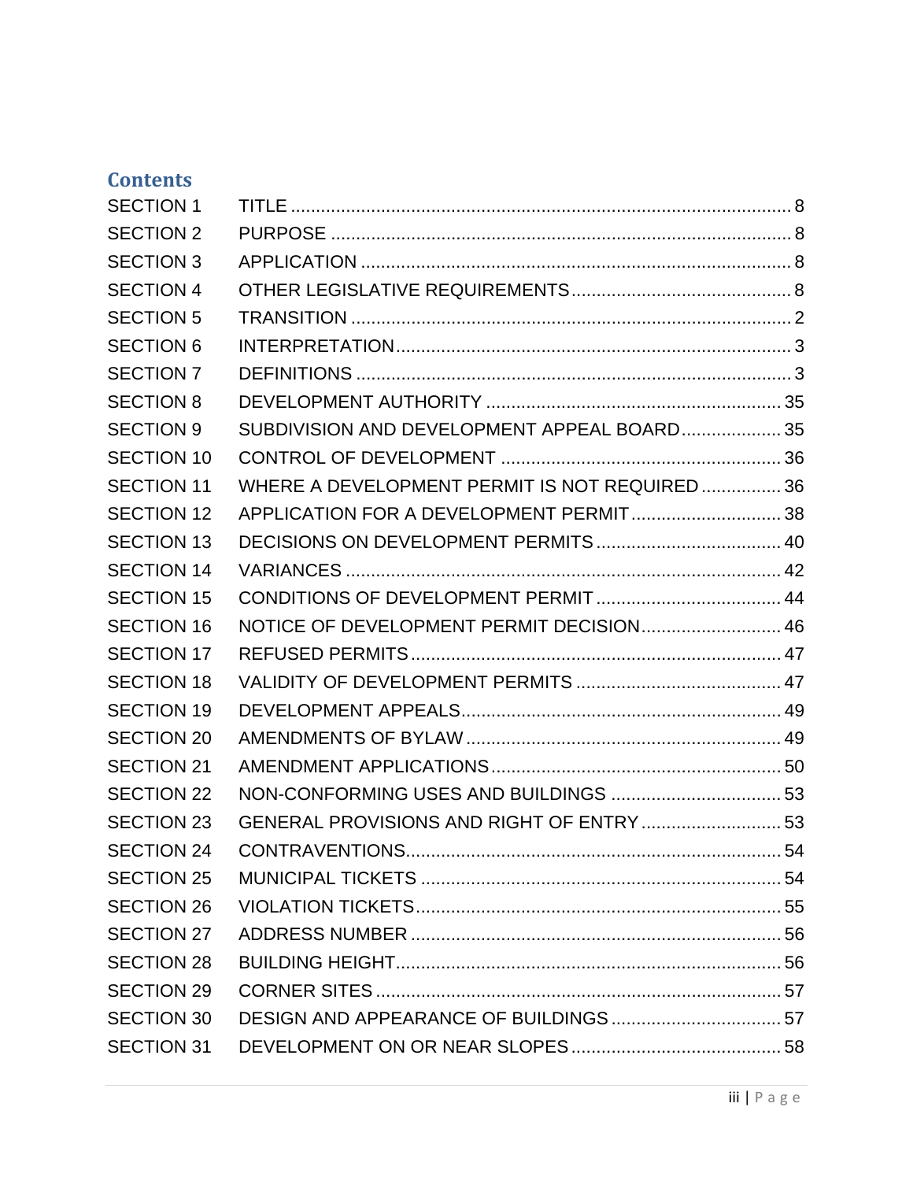## Contents

| | | |
|---|---|---|
| SECTION 1 | TITLE | 8 |
| SECTION 2 | PURPOSE | 8 |
| SECTION 3 | APPLICATION | 8 |
| SECTION 4 | OTHER LEGISLATIVE REQUIREMENTS | 8 |
| SECTION 5 | TRANSITION | 2 |
| SECTION 6 | INTERPRETATION | 3 |
| SECTION 7 | DEFINITIONS | 3 |
| SECTION 8 | DEVELOPMENT AUTHORITY | 35 |
| SECTION 9 | SUBDIVISION AND DEVELOPMENT APPEAL BOARD | 35 |
| SECTION 10 | CONTROL OF DEVELOPMENT | 36 |
| SECTION 11 | WHERE A DEVELOPMENT PERMIT IS NOT REQUIRED | 36 |
| SECTION 12 | APPLICATION FOR A DEVELOPMENT PERMIT | 38 |
| SECTION 13 | DECISIONS ON DEVELOPMENT PERMITS | 40 |
| SECTION 14 | VARIANCES | 42 |
| SECTION 15 | CONDITIONS OF DEVELOPMENT PERMIT | 44 |
| SECTION 16 | NOTICE OF DEVELOPMENT PERMIT DECISION | 46 |
| SECTION 17 | REFUSED PERMITS | 47 |
| SECTION 18 | VALIDITY OF DEVELOPMENT PERMITS | 47 |
| SECTION 19 | DEVELOPMENT APPEALS | 49 |
| SECTION 20 | AMENDMENTS OF BYLAW | 49 |
| SECTION 21 | AMENDMENT APPLICATIONS | 50 |
| SECTION 22 | NON-CONFORMING USES AND BUILDINGS | 53 |
| SECTION 23 | GENERAL PROVISIONS AND RIGHT OF ENTRY | 53 |
| SECTION 24 | CONTRAVENTIONS | 54 |
| SECTION 25 | MUNICIPAL TICKETS | 54 |
| SECTION 26 | VIOLATION TICKETS | 55 |
| SECTION 27 | ADDRESS NUMBER | 56 |
| SECTION 28 | BUILDING HEIGHT | 56 |
| SECTION 29 | CORNER SITES | 57 |
| SECTION 30 | DESIGN AND APPEARANCE OF BUILDINGS | 57 |
| SECTION 31 | DEVELOPMENT ON OR NEAR SLOPES | 58 |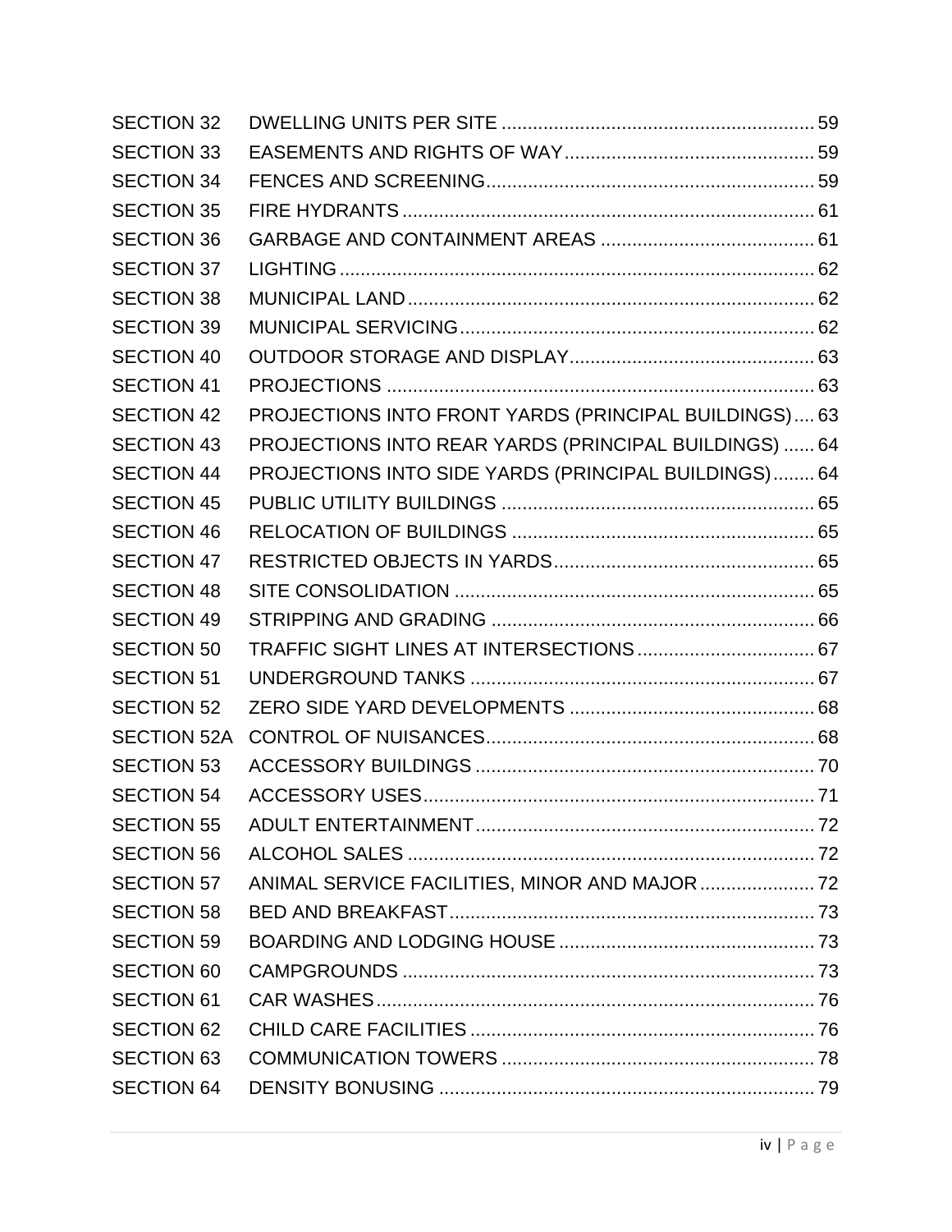| | | |
|---|---|---|
| SECTION 32 | DWELLING UNITS PER SITE | 59 |
| SECTION 33 | EASEMENTS AND RIGHTS OF WAY | 59 |
| SECTION 34 | FENCES AND SCREENING | 59 |
| SECTION 35 | FIRE HYDRANTS | 61 |
| SECTION 36 | GARBAGE AND CONTAINMENT AREAS | 61 |
| SECTION 37 | LIGHTING | 62 |
| SECTION 38 | MUNICIPAL LAND | 62 |
| SECTION 39 | MUNICIPAL SERVICING | 62 |
| SECTION 40 | OUTDOOR STORAGE AND DISPLAY | 63 |
| SECTION 41 | PROJECTIONS | 63 |
| SECTION 42 | PROJECTIONS INTO FRONT YARDS (PRINCIPAL BUILDINGS) | 63 |
| SECTION 43 | PROJECTIONS INTO REAR YARDS (PRINCIPAL BUILDINGS) | 64 |
| SECTION 44 | PROJECTIONS INTO SIDE YARDS (PRINCIPAL BUILDINGS) | 64 |
| SECTION 45 | PUBLIC UTILITY BUILDINGS | 65 |
| SECTION 46 | RELOCATION OF BUILDINGS | 65 |
| SECTION 47 | RESTRICTED OBJECTS IN YARDS | 65 |
| SECTION 48 | SITE CONSOLIDATION | 65 |
| SECTION 49 | STRIPPING AND GRADING | 66 |
| SECTION 50 | TRAFFIC SIGHT LINES AT INTERSECTIONS | 67 |
| SECTION 51 | UNDERGROUND TANKS | 67 |
| SECTION 52 | ZERO SIDE YARD DEVELOPMENTS | 68 |
| SECTION 52A | CONTROL OF NUISANCES | 68 |
| SECTION 53 | ACCESSORY BUILDINGS | 70 |
| SECTION 54 | ACCESSORY USES | 71 |
| SECTION 55 | ADULT ENTERTAINMENT | 72 |
| SECTION 56 | ALCOHOL SALES | 72 |
| SECTION 57 | ANIMAL SERVICE FACILITIES, MINOR AND MAJOR | 72 |
| SECTION 58 | BED AND BREAKFAST | 73 |
| SECTION 59 | BOARDING AND LODGING HOUSE | 73 |
| SECTION 60 | CAMPGROUNDS | 73 |
| SECTION 61 | CAR WASHES | 76 |
| SECTION 62 | CHILD CARE FACILITIES | 76 |
| SECTION 63 | COMMUNICATION TOWERS | 78 |
| SECTION 64 | DENSITY BONUSING | 79 |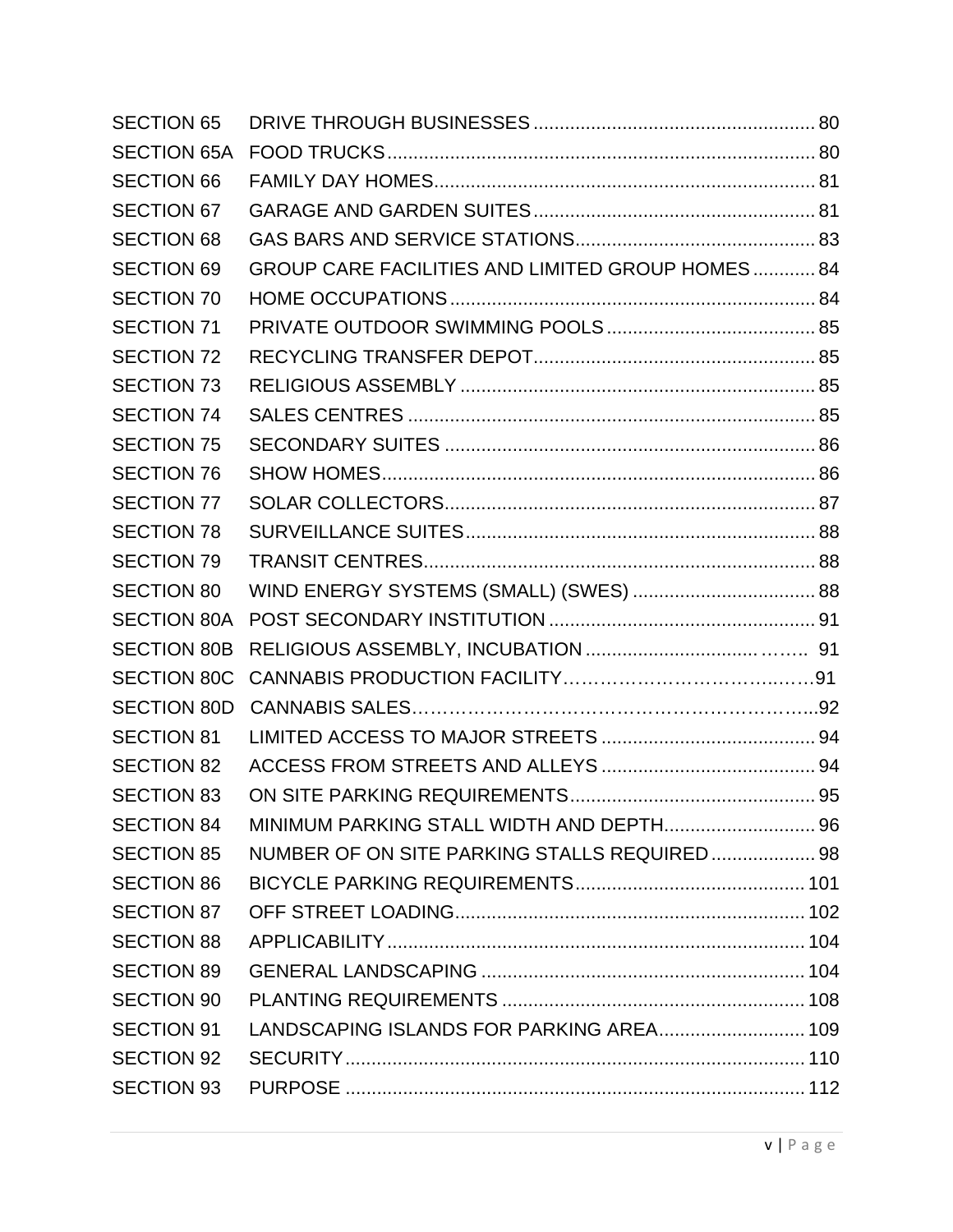| | | |
|---|---|---|
| SECTION 65 | DRIVE THROUGH BUSINESSES | 80 |
| SECTION 65A | FOOD TRUCKS | 80 |
| SECTION 66 | FAMILY DAY HOMES | 81 |
| SECTION 67 | GARAGE AND GARDEN SUITES | 81 |
| SECTION 68 | GAS BARS AND SERVICE STATIONS | 83 |
| SECTION 69 | GROUP CARE FACILITIES AND LIMITED GROUP HOMES | 84 |
| SECTION 70 | HOME OCCUPATIONS | 84 |
| SECTION 71 | PRIVATE OUTDOOR SWIMMING POOLS | 85 |
| SECTION 72 | RECYCLING TRANSFER DEPOT | 85 |
| SECTION 73 | RELIGIOUS ASSEMBLY | 85 |
| SECTION 74 | SALES CENTRES | 85 |
| SECTION 75 | SECONDARY SUITES | 86 |
| SECTION 76 | SHOW HOMES | 86 |
| SECTION 77 | SOLAR COLLECTORS | 87 |
| SECTION 78 | SURVEILLANCE SUITES | 88 |
| SECTION 79 | TRANSIT CENTRES | 88 |
| SECTION 80 | WIND ENERGY SYSTEMS (SMALL) (SWES) | 88 |
| SECTION 80A | POST SECONDARY INSTITUTION | 91 |
| SECTION 80B | RELIGIOUS ASSEMBLY, INCUBATION | 91 |
| SECTION 80C | CANNABIS PRODUCTION FACILITY | 91 |
| SECTION 80D | CANNABIS SALES | 92 |
| SECTION 81 | LIMITED ACCESS TO MAJOR STREETS | 94 |
| SECTION 82 | ACCESS FROM STREETS AND ALLEYS | 94 |
| SECTION 83 | ON SITE PARKING REQUIREMENTS | 95 |
| SECTION 84 | MINIMUM PARKING STALL WIDTH AND DEPTH | 96 |
| SECTION 85 | NUMBER OF ON SITE PARKING STALLS REQUIRED | 98 |
| SECTION 86 | BICYCLE PARKING REQUIREMENTS | 101 |
| SECTION 87 | OFF STREET LOADING | 102 |
| SECTION 88 | APPLICABILITY | 104 |
| SECTION 89 | GENERAL LANDSCAPING | 104 |
| SECTION 90 | PLANTING REQUIREMENTS | 108 |
| SECTION 91 | LANDSCAPING ISLANDS FOR PARKING AREA | 109 |
| SECTION 92 | SECURITY | 110 |
| SECTION 93 | PURPOSE | 112 |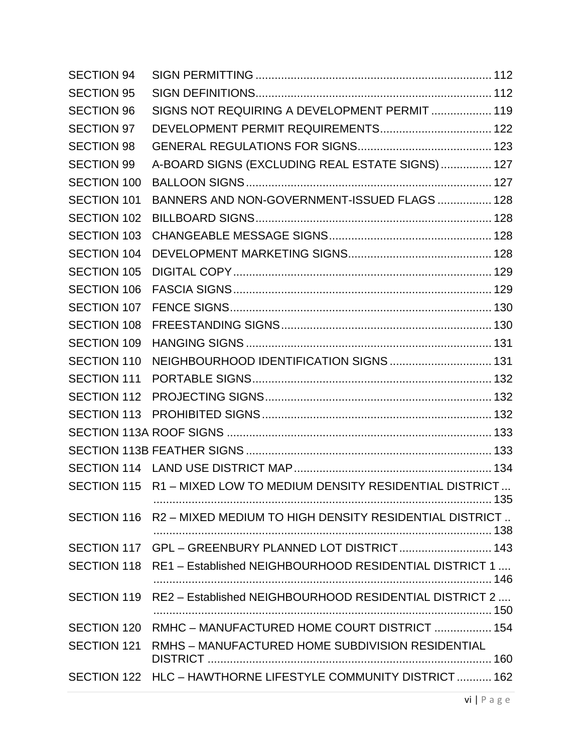| | | |
|---|---|---|
| SECTION 94 | SIGN PERMITTING | 112 |
| SECTION 95 | SIGN DEFINITIONS | 112 |
| SECTION 96 | SIGNS NOT REQUIRING A DEVELOPMENT PERMIT | 119 |
| SECTION 97 | DEVELOPMENT PERMIT REQUIREMENTS | 122 |
| SECTION 98 | GENERAL REGULATIONS FOR SIGNS | 123 |
| SECTION 99 | A-BOARD SIGNS (EXCLUDING REAL ESTATE SIGNS) | 127 |
| SECTION 100 | BALLOON SIGNS | 127 |
| SECTION 101 | BANNERS AND NON-GOVERNMENT-ISSUED FLAGS | 128 |
| SECTION 102 | BILLBOARD SIGNS | 128 |
| SECTION 103 | CHANGEABLE MESSAGE SIGNS | 128 |
| SECTION 104 | DEVELOPMENT MARKETING SIGNS | 128 |
| SECTION 105 | DIGITAL COPY | 129 |
| SECTION 106 | FASCIA SIGNS | 129 |
| SECTION 107 | FENCE SIGNS | 130 |
| SECTION 108 | FREESTANDING SIGNS | 130 |
| SECTION 109 | HANGING SIGNS | 131 |
| SECTION 110 | NEIGHBOURHOOD IDENTIFICATION SIGNS | 131 |
| SECTION 111 | PORTABLE SIGNS | 132 |
| SECTION 112 | PROJECTING SIGNS | 132 |
| SECTION 113 | PROHIBITED SIGNS | 132 |
| SECTION 113A | ROOF SIGNS | 133 |
| SECTION 113B | FEATHER SIGNS | 133 |
| SECTION 114 | LAND USE DISTRICT MAP | 134 |
| SECTION 115 | R1 – MIXED LOW TO MEDIUM DENSITY RESIDENTIAL DISTRICT | 135 |
| SECTION 116 | R2 – MIXED MEDIUM TO HIGH DENSITY RESIDENTIAL DISTRICT | 138 |
| SECTION 117 | GPL – GREENBURY PLANNED LOT DISTRICT | 143 |
| SECTION 118 | RE1 – Established NEIGHBOURHOOD RESIDENTIAL DISTRICT 1 | 146 |
| SECTION 119 | RE2 – Established NEIGHBOURHOOD RESIDENTIAL DISTRICT 2 | 150 |
| SECTION 120 | RMHC – MANUFACTURED HOME COURT DISTRICT | 154 |
| SECTION 121 | RMHS – MANUFACTURED HOME SUBDIVISION RESIDENTIAL DISTRICT | 160 |
| SECTION 122 | HLC – HAWTHORNE LIFESTYLE COMMUNITY DISTRICT | 162 |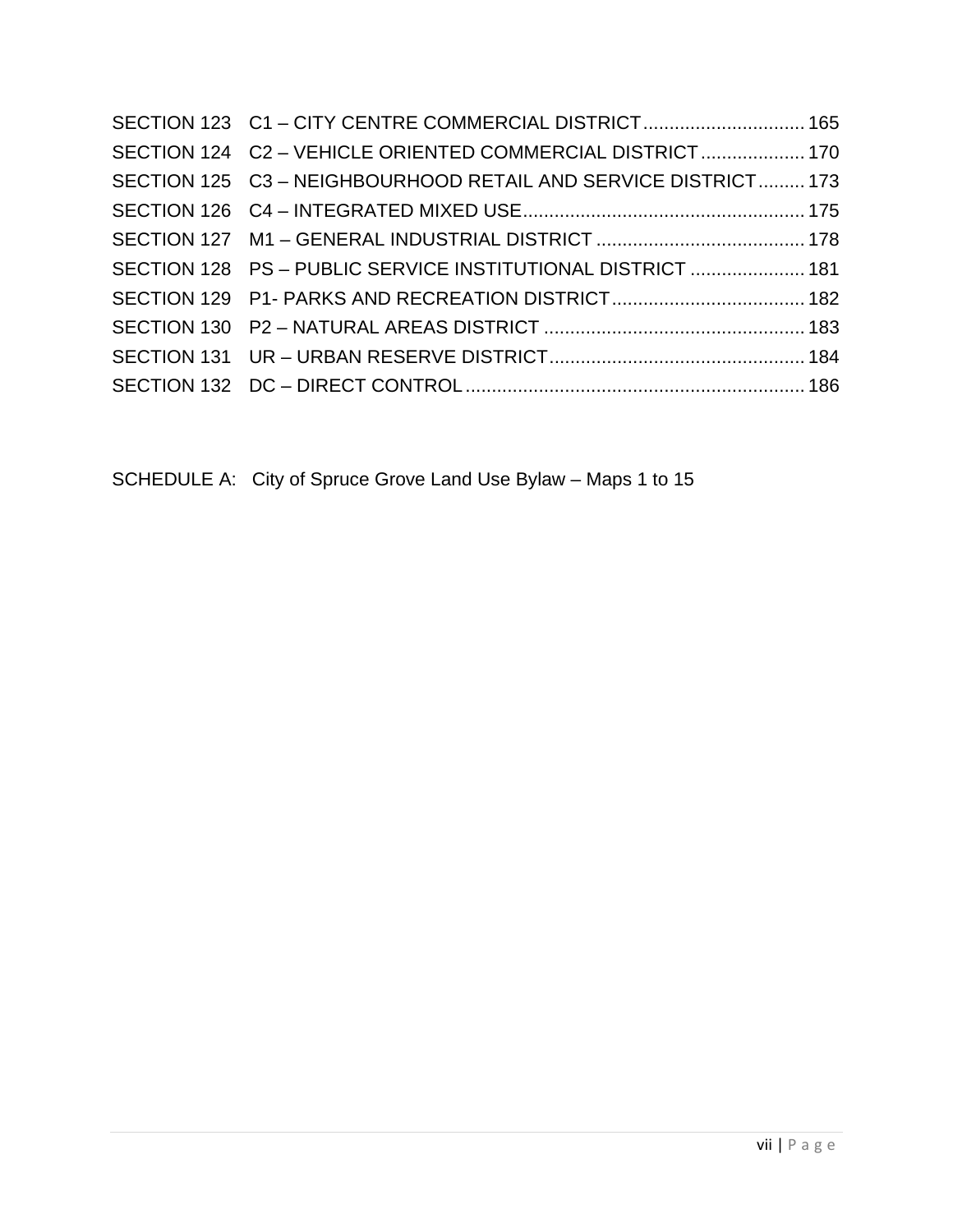SECTION 123 C1 – CITY CENTRE COMMERCIAL DISTRICT ............................... 165
SECTION 124 C2 – VEHICLE ORIENTED COMMERCIAL DISTRICT .................... 170
SECTION 125 C3 – NEIGHBOURHOOD RETAIL AND SERVICE DISTRICT ......... 173
SECTION 126 C4 – INTEGRATED MIXED USE ...................................................... 175
SECTION 127 M1 – GENERAL INDUSTRIAL DISTRICT ........................................ 178
SECTION 128 PS – PUBLIC SERVICE INSTITUTIONAL DISTRICT ...................... 181
SECTION 129 P1- PARKS AND RECREATION DISTRICT ..................................... 182
SECTION 130 P2 – NATURAL AREAS DISTRICT .................................................. 183
SECTION 131 UR – URBAN RESERVE DISTRICT ................................................. 184
SECTION 132 DC – DIRECT CONTROL ................................................................. 186

SCHEDULE A: City of Spruce Grove Land Use Bylaw – Maps 1 to 15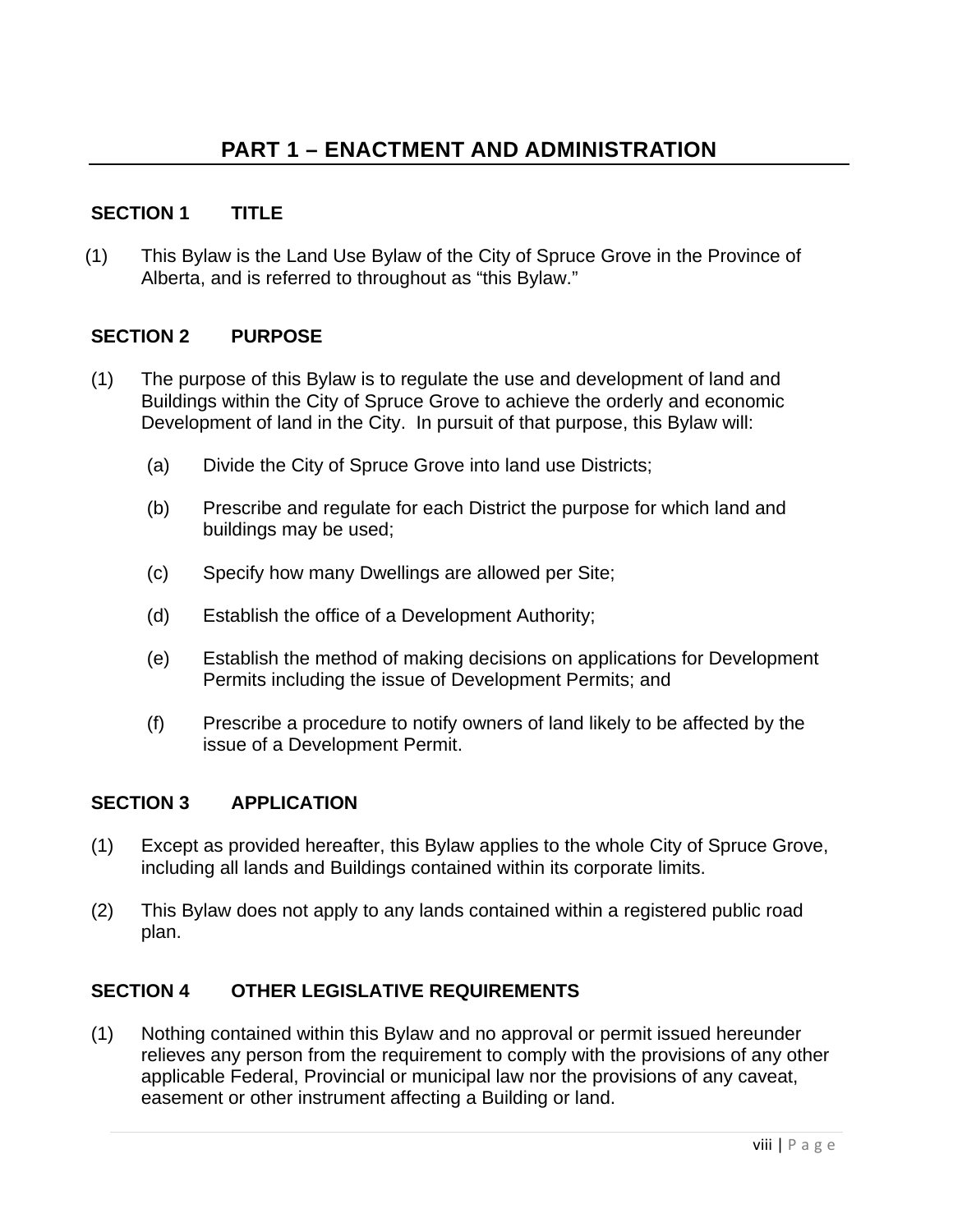# PART 1 – ENACTMENT AND ADMINISTRATION

## SECTION 1 TITLE

(1) This Bylaw is the Land Use Bylaw of the City of Spruce Grove in the Province of Alberta, and is referred to throughout as "this Bylaw."

## SECTION 2 PURPOSE

(1) The purpose of this Bylaw is to regulate the use and development of land and Buildings within the City of Spruce Grove to achieve the orderly and economic Development of land in the City. In pursuit of that purpose, this Bylaw will:

   (a) Divide the City of Spruce Grove into land use Districts;

   (b) Prescribe and regulate for each District the purpose for which land and buildings may be used;

   (c) Specify how many Dwellings are allowed per Site;

   (d) Establish the office of a Development Authority;

   (e) Establish the method of making decisions on applications for Development Permits including the issue of Development Permits; and

   (f) Prescribe a procedure to notify owners of land likely to be affected by the issue of a Development Permit.

## SECTION 3 APPLICATION

(1) Except as provided hereafter, this Bylaw applies to the whole City of Spruce Grove, including all lands and Buildings contained within its corporate limits.

(2) This Bylaw does not apply to any lands contained within a registered public road plan.

## SECTION 4 OTHER LEGISLATIVE REQUIREMENTS

(1) Nothing contained within this Bylaw and no approval or permit issued hereunder relieves any person from the requirement to comply with the provisions of any other applicable Federal, Provincial or municipal law nor the provisions of any caveat, easement or other instrument affecting a Building or land.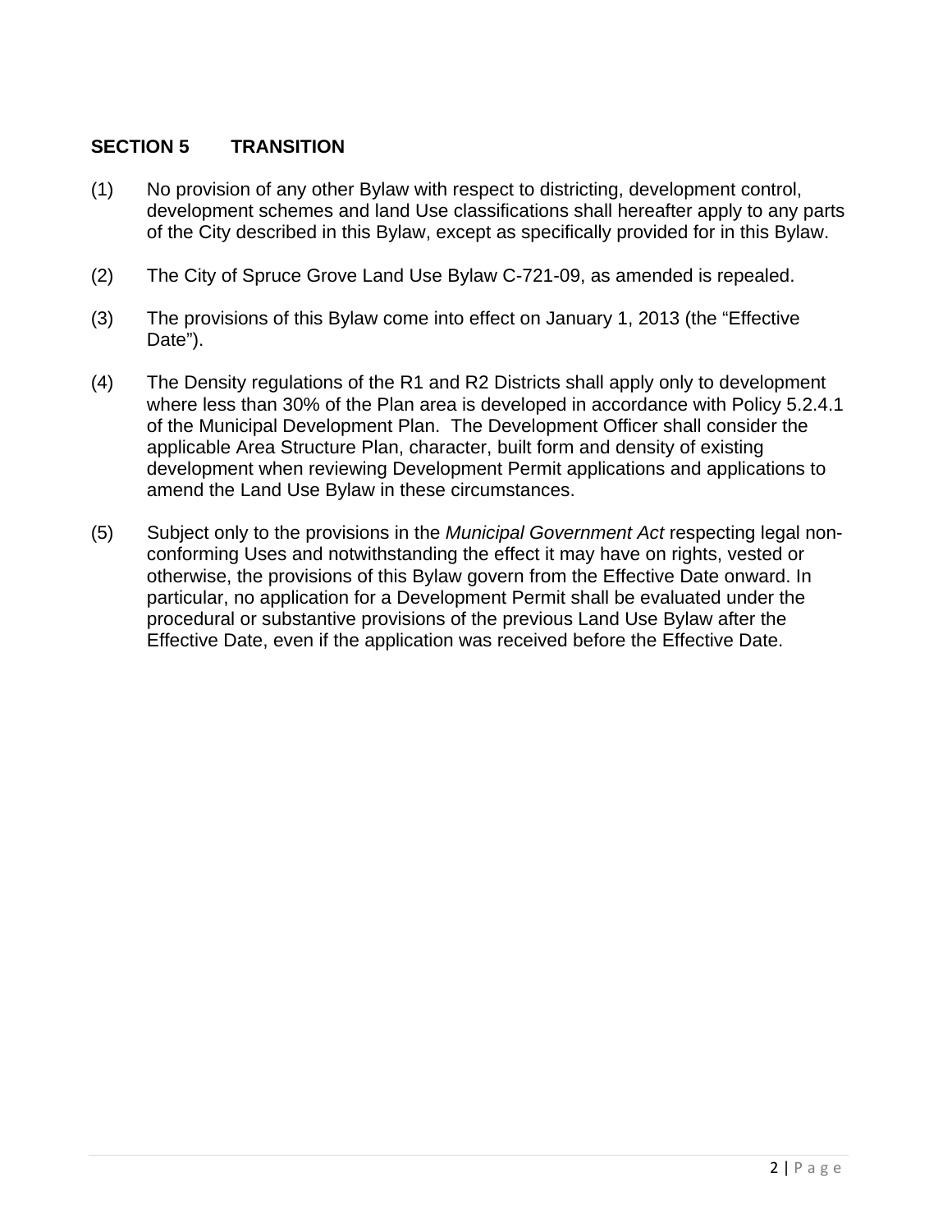## SECTION 5 TRANSITION

(1) No provision of any other Bylaw with respect to districting, development control, development schemes and land Use classifications shall hereafter apply to any parts of the City described in this Bylaw, except as specifically provided for in this Bylaw.

(2) The City of Spruce Grove Land Use Bylaw C-721-09, as amended is repealed.

(3) The provisions of this Bylaw come into effect on January 1, 2013 (the "Effective Date").

(4) The Density regulations of the R1 and R2 Districts shall apply only to development where less than 30% of the Plan area is developed in accordance with Policy 5.2.4.1 of the Municipal Development Plan. The Development Officer shall consider the applicable Area Structure Plan, character, built form and density of existing development when reviewing Development Permit applications and applications to amend the Land Use Bylaw in these circumstances.

(5) Subject only to the provisions in the *Municipal Government Act* respecting legal non-conforming Uses and notwithstanding the effect it may have on rights, vested or otherwise, the provisions of this Bylaw govern from the Effective Date onward. In particular, no application for a Development Permit shall be evaluated under the procedural or substantive provisions of the previous Land Use Bylaw after the Effective Date, even if the application was received before the Effective Date.